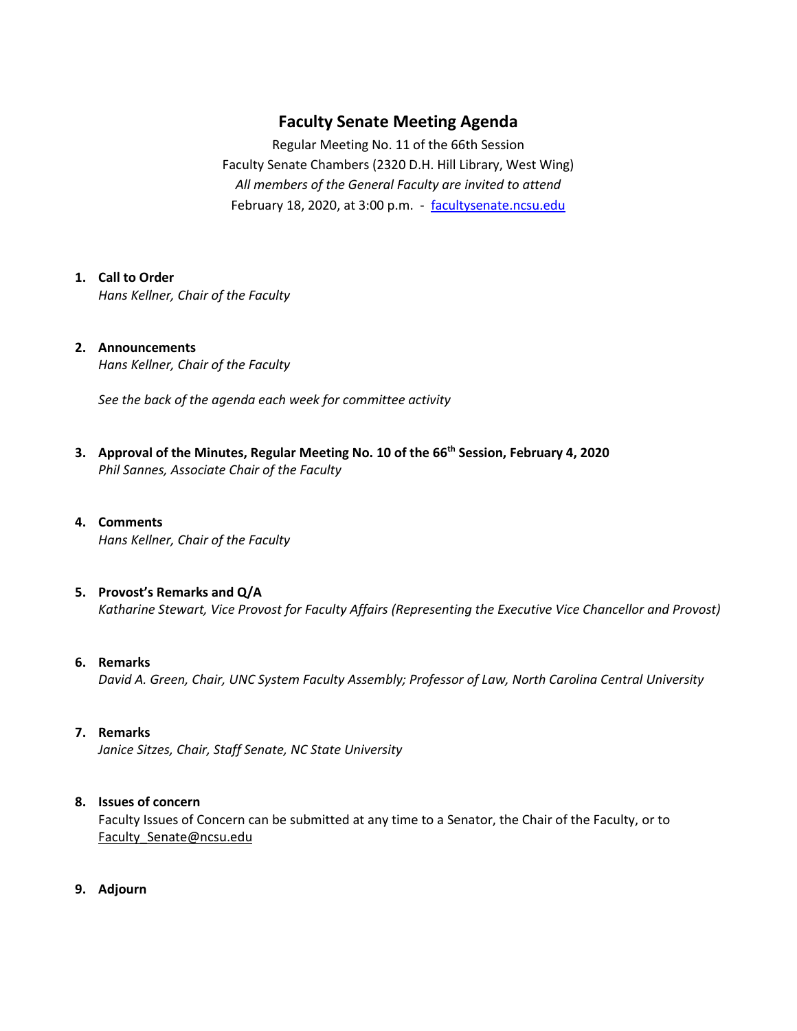# Faculty Senate Meeting Agenda

Regular Meeting No. 11 of the 66th Session
Faculty Senate Chambers (2320 D.H. Hill Library, West Wing)
*All members of the General Faculty are invited to attend*
February 18, 2020, at 3:00 p.m. - [facultysenate.ncsu.edu](facultysenate.ncsu.edu)

1. **Call to Order**
   *Hans Kellner, Chair of the Faculty*

2. **Announcements**
   *Hans Kellner, Chair of the Faculty*

   *See the back of the agenda each week for committee activity*

3. **Approval of the Minutes, Regular Meeting No. 10 of the 66th Session, February 4, 2020**
   *Phil Sannes, Associate Chair of the Faculty*

4. **Comments**
   *Hans Kellner, Chair of the Faculty*

5. **Provost's Remarks and Q/A**
   *Katharine Stewart, Vice Provost for Faculty Affairs (Representing the Executive Vice Chancellor and Provost)*

6. **Remarks**
   *David A. Green, Chair, UNC System Faculty Assembly; Professor of Law, North Carolina Central University*

7. **Remarks**
   *Janice Sitzes, Chair, Staff Senate, NC State University*

8. **Issues of concern**
   Faculty Issues of Concern can be submitted at any time to a Senator, the Chair of the Faculty, or to Faculty_Senate@ncsu.edu

9. **Adjourn**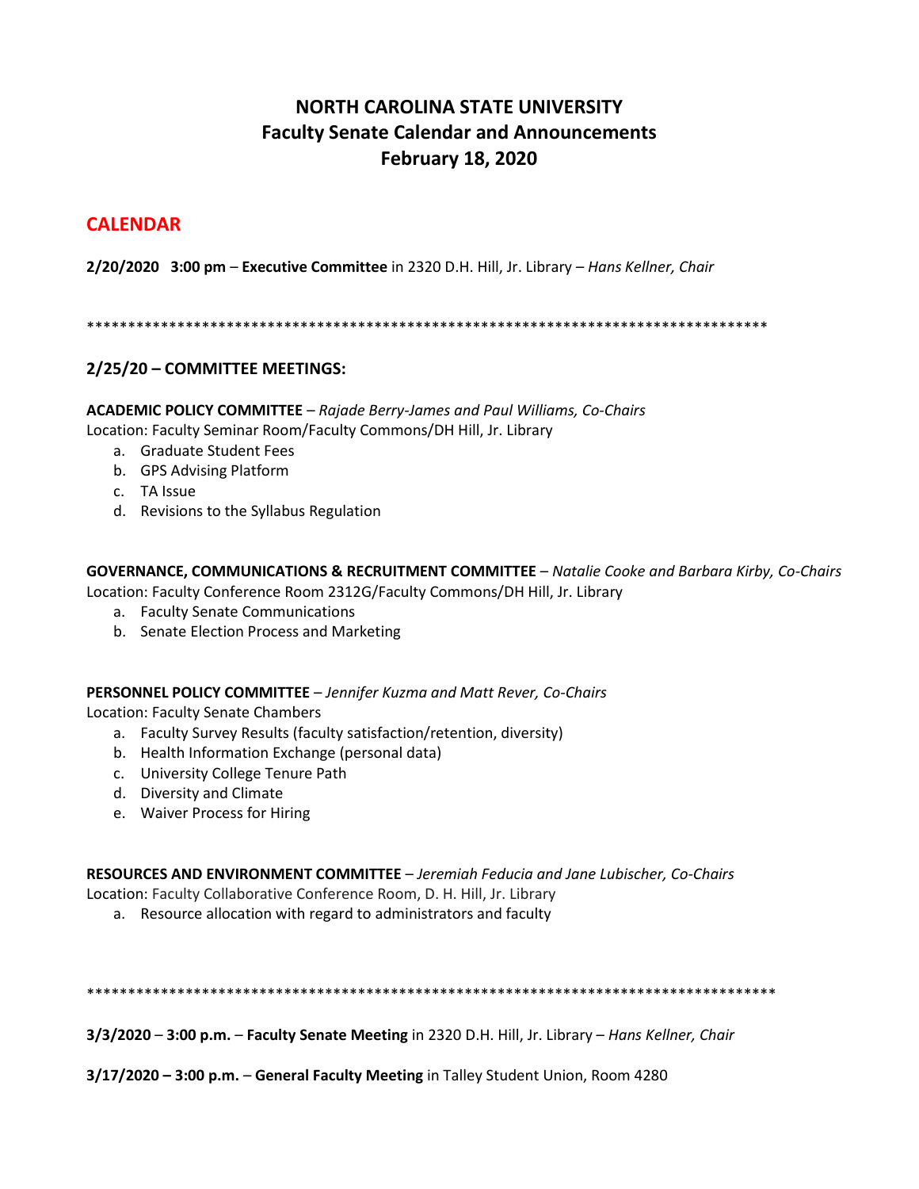# NORTH CAROLINA STATE UNIVERSITY
# Faculty Senate Calendar and Announcements
# February 18, 2020

## CALENDAR

**2/20/2020 3:00 pm** – **Executive Committee** in 2320 D.H. Hill, Jr. Library – *Hans Kellner, Chair*

*************************************************************************************

### 2/25/20 – COMMITTEE MEETINGS:

**ACADEMIC POLICY COMMITTEE** – *Rajade Berry-James and Paul Williams, Co-Chairs*
Location: Faculty Seminar Room/Faculty Commons/DH Hill, Jr. Library

a. Graduate Student Fees
b. GPS Advising Platform
c. TA Issue
d. Revisions to the Syllabus Regulation

**GOVERNANCE, COMMUNICATIONS & RECRUITMENT COMMITTEE** – *Natalie Cooke and Barbara Kirby, Co-Chairs*
Location: Faculty Conference Room 2312G/Faculty Commons/DH Hill, Jr. Library

a. Faculty Senate Communications
b. Senate Election Process and Marketing

**PERSONNEL POLICY COMMITTEE** – *Jennifer Kuzma and Matt Rever, Co-Chairs*
Location: Faculty Senate Chambers

a. Faculty Survey Results (faculty satisfaction/retention, diversity)
b. Health Information Exchange (personal data)
c. University College Tenure Path
d. Diversity and Climate
e. Waiver Process for Hiring

**RESOURCES AND ENVIRONMENT COMMITTEE** – *Jeremiah Feducia and Jane Lubischer, Co-Chairs*
Location: Faculty Collaborative Conference Room, D. H. Hill, Jr. Library

a. Resource allocation with regard to administrators and faculty

*************************************************************************************

**3/3/2020** – **3:00 p.m.** – **Faculty Senate Meeting** in 2320 D.H. Hill, Jr. Library – *Hans Kellner, Chair*

**3/17/2020 – 3:00 p.m.** – **General Faculty Meeting** in Talley Student Union, Room 4280